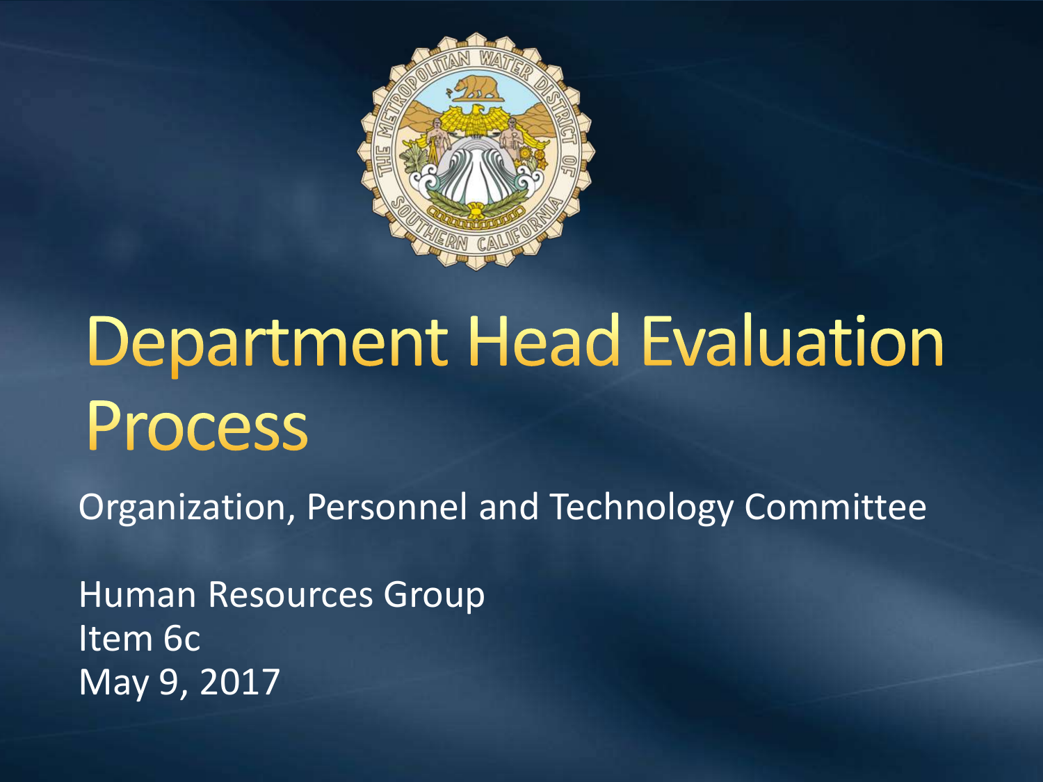# Department Head Evaluation Process

Organization, Personnel and Technology Committee

Human Resources Group
Item 6c
May 9, 2017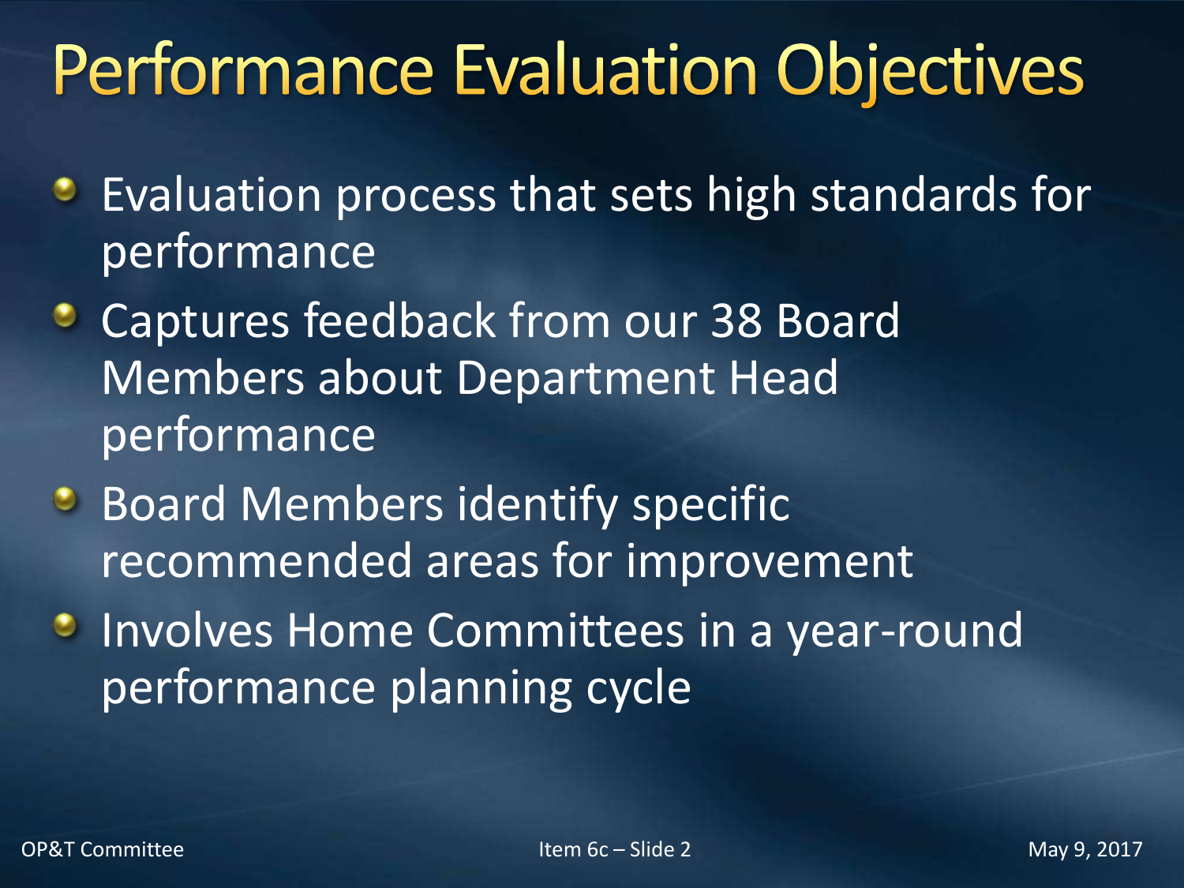# Performance Evaluation Objectives

- Evaluation process that sets high standards for performance
- Captures feedback from our 38 Board Members about Department Head performance
- Board Members identify specific recommended areas for improvement
- Involves Home Committees in a year-round performance planning cycle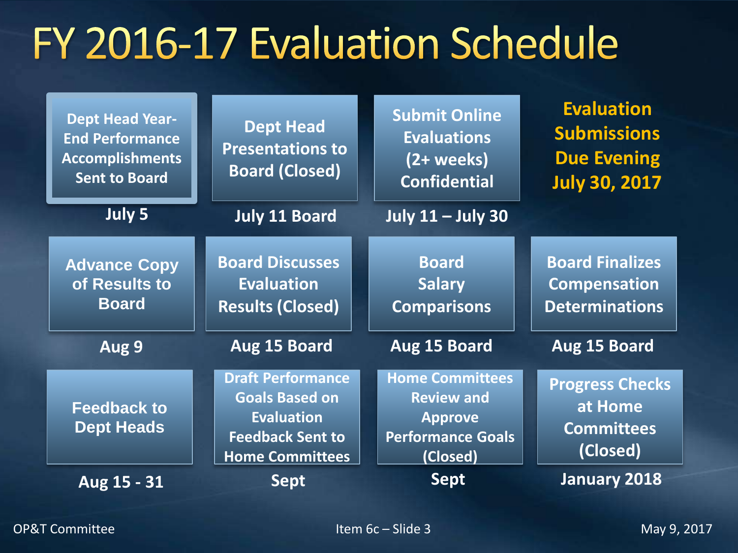# FY 2016-17 Evaluation Schedule

| Step | Date |
|---|---|
| Dept Head Year-End Performance Accomplishments Sent to Board | July 5 |
| Dept Head Presentations to Board (Closed) | July 11 Board |
| Submit Online Evaluations (2+ weeks) Confidential | July 11 – July 30 |
| Advance Copy of Results to Board | Aug 9 |
| Board Discusses Evaluation Results (Closed) | Aug 15 Board |
| Board Salary Comparisons | Aug 15 Board |
| Board Finalizes Compensation Determinations | Aug 15 Board |
| Feedback to Dept Heads | Aug 15 - 31 |
| Draft Performance Goals Based on Evaluation Feedback Sent to Home Committees | Sept |
| Home Committees Review and Approve Performance Goals (Closed) | Sept |
| Progress Checks at Home Committees (Closed) | January 2018 |

**Evaluation Submissions Due Evening July 30, 2017**

OP&T Committee — Item 6c – Slide 3 — May 9, 2017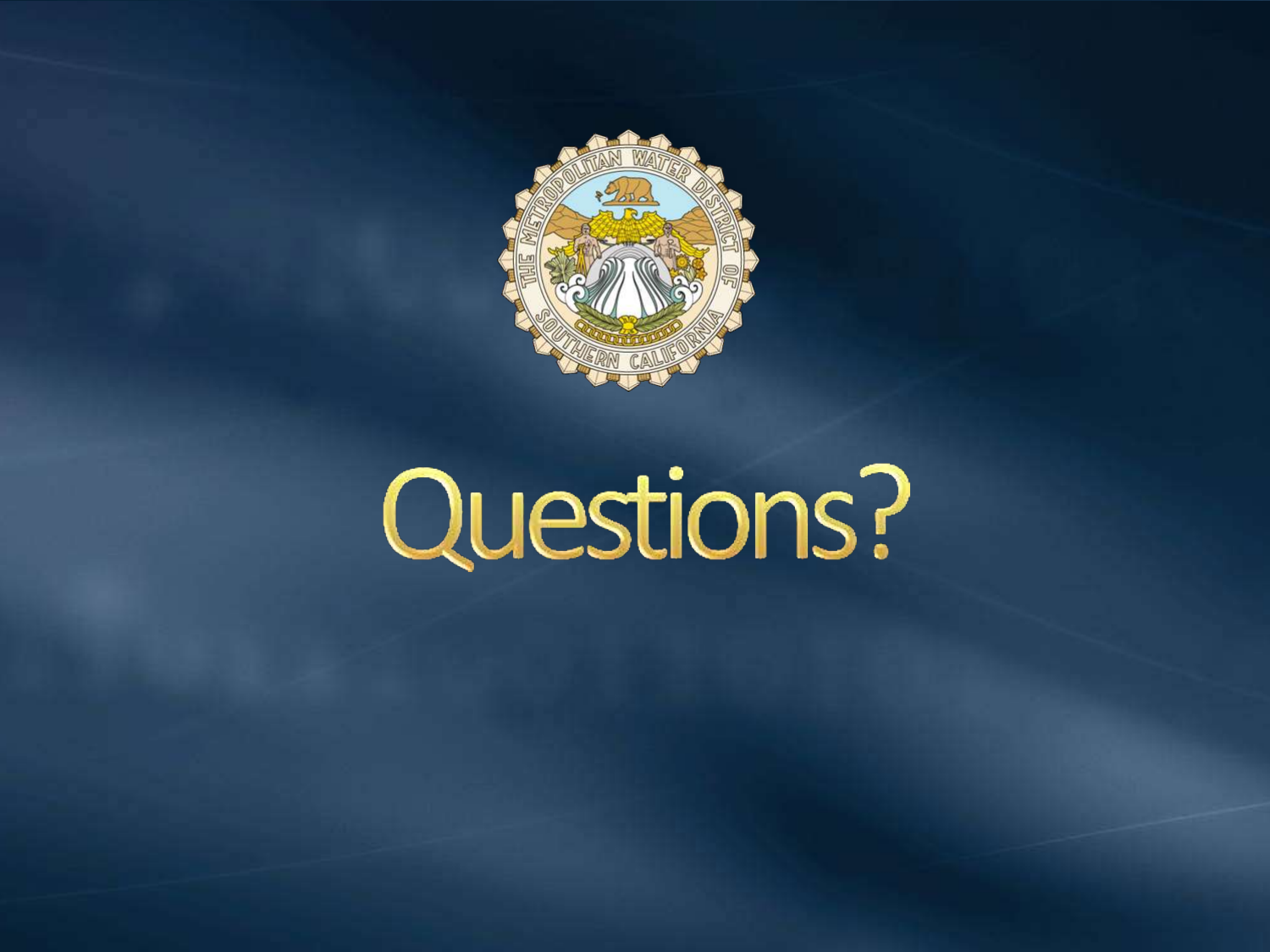# Questions?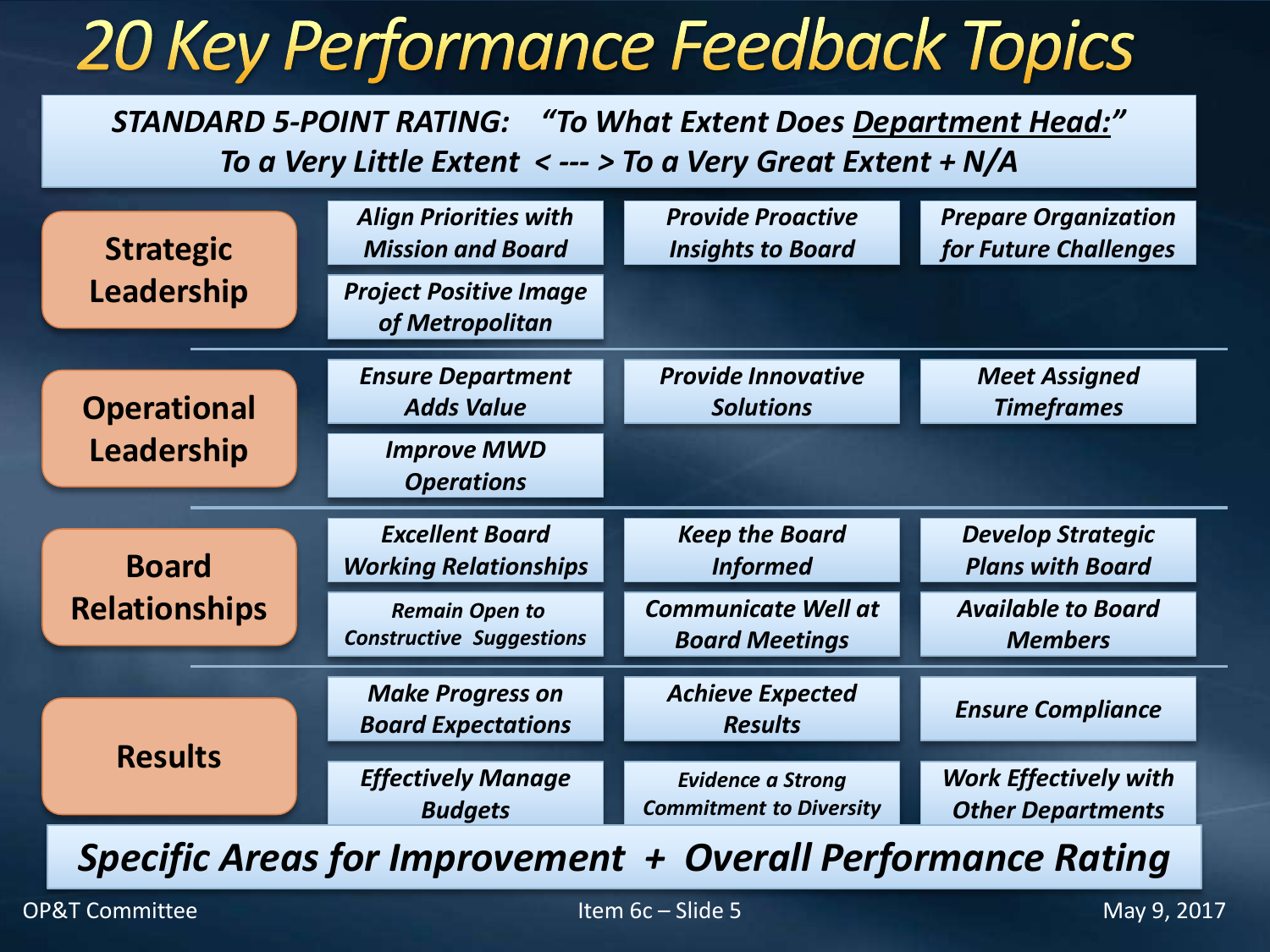# 20 Key Performance Feedback Topics

***STANDARD 5-POINT RATING: "To What Extent Does Department Head:"***
***To a Very Little Extent < --- > To a Very Great Extent + N/A***

| | | | |
|---|---|---|---|
| **Strategic Leadership** | *Align Priorities with Mission and Board* | *Provide Proactive Insights to Board* | *Prepare Organization for Future Challenges* |
| | *Project Positive Image of Metropolitan* | | |
| **Operational Leadership** | *Ensure Department Adds Value* | *Provide Innovative Solutions* | *Meet Assigned Timeframes* |
| | *Improve MWD Operations* | | |
| **Board Relationships** | *Excellent Board Working Relationships* | *Keep the Board Informed* | *Develop Strategic Plans with Board* |
| | *Remain Open to Constructive Suggestions* | *Communicate Well at Board Meetings* | *Available to Board Members* |
| **Results** | *Make Progress on Board Expectations* | *Achieve Expected Results* | *Ensure Compliance* |
| | *Effectively Manage Budgets* | *Evidence a Strong Commitment to Diversity* | *Work Effectively with Other Departments* |

***Specific Areas for Improvement + Overall Performance Rating***

OP&T Committee    Item 6c – Slide 5    May 9, 2017